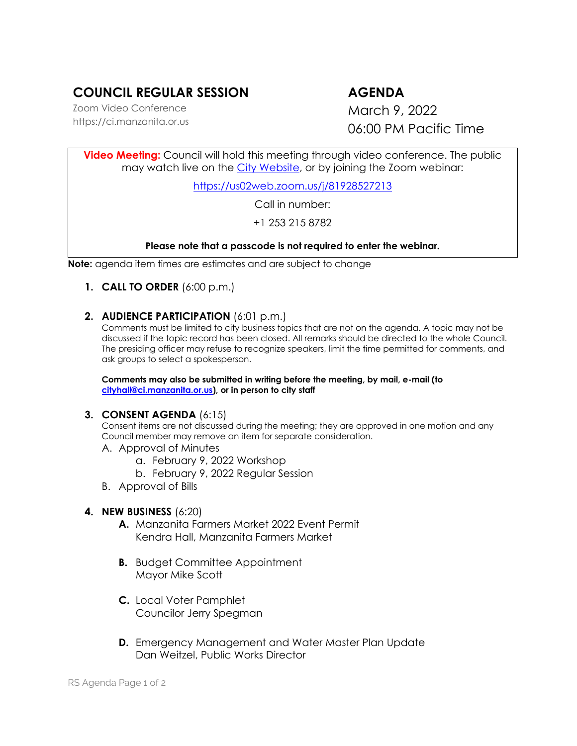# COUNCIL REGULAR SESSION

Zoom Video Conference
https://ci.manzanita.or.us

# AGENDA

March 9, 2022
06:00 PM Pacific Time

**Video Meeting:** Council will hold this meeting through video conference. The public may watch live on the City Website, or by joining the Zoom webinar:

https://us02web.zoom.us/j/81928527213

Call in number:

+1 253 215 8782

**Please note that a passcode is not required to enter the webinar.**

**Note:** agenda item times are estimates and are subject to change

1. **CALL TO ORDER** (6:00 p.m.)

2. **AUDIENCE PARTICIPATION** (6:01 p.m.)
   Comments must be limited to city business topics that are not on the agenda. A topic may not be discussed if the topic record has been closed. All remarks should be directed to the whole Council. The presiding officer may refuse to recognize speakers, limit the time permitted for comments, and ask groups to select a spokesperson.

   **Comments may also be submitted in writing before the meeting, by mail, e-mail (to cityhall@ci.manzanita.or.us), or in person to city staff**

3. **CONSENT AGENDA** (6:15)
   Consent items are not discussed during the meeting; they are approved in one motion and any Council member may remove an item for separate consideration.
   A. Approval of Minutes
      a. February 9, 2022 Workshop
      b. February 9, 2022 Regular Session
   B. Approval of Bills

4. **NEW BUSINESS** (6:20)
   **A.** Manzanita Farmers Market 2022 Event Permit
   Kendra Hall, Manzanita Farmers Market

   **B.** Budget Committee Appointment
   Mayor Mike Scott

   **C.** Local Voter Pamphlet
   Councilor Jerry Spegman

   **D.** Emergency Management and Water Master Plan Update
   Dan Weitzel, Public Works Director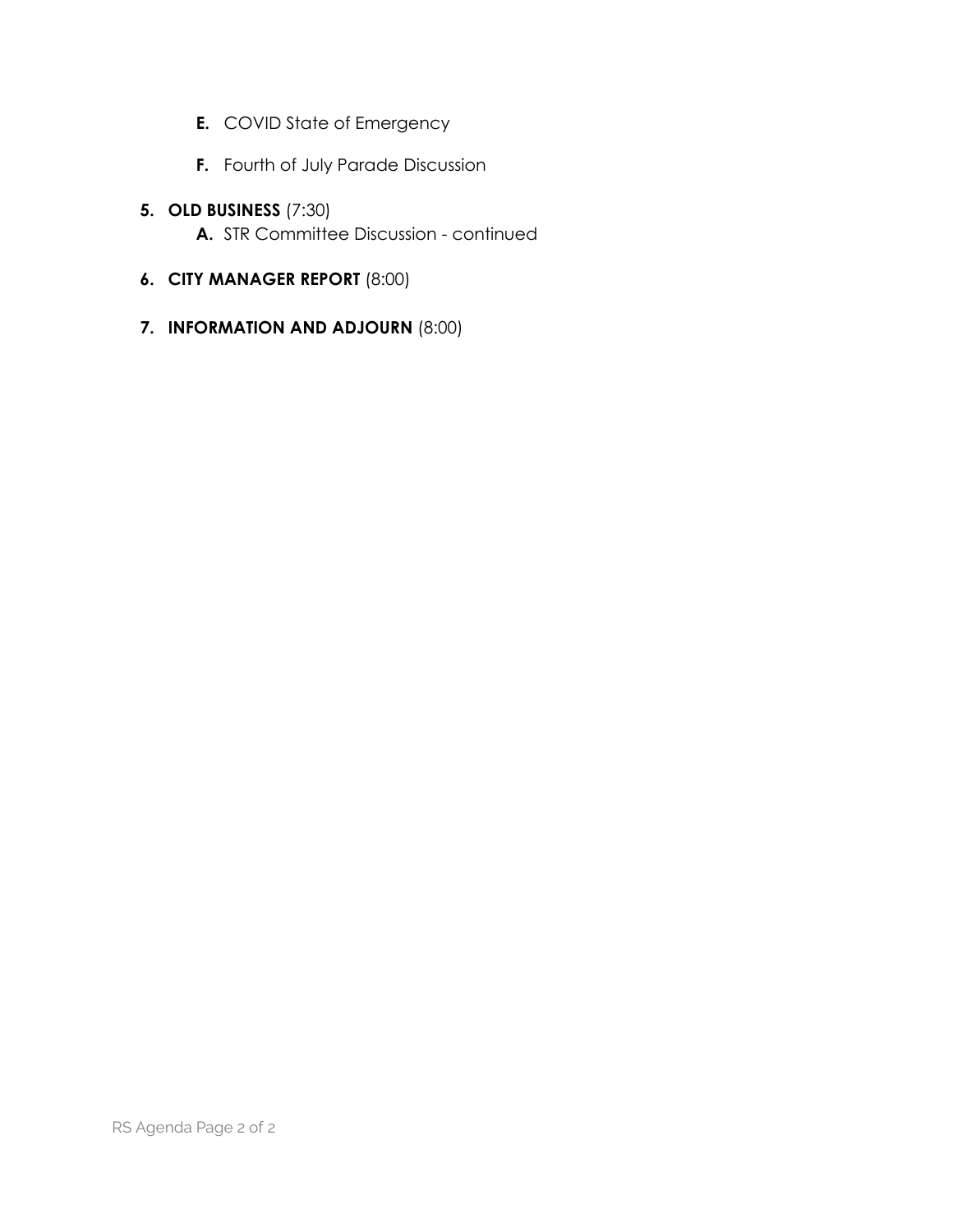- **E.** COVID State of Emergency

- **F.** Fourth of July Parade Discussion

**5. OLD BUSINESS** (7:30)

- **A.** STR Committee Discussion - continued

**6. CITY MANAGER REPORT** (8:00)

**7. INFORMATION AND ADJOURN** (8:00)